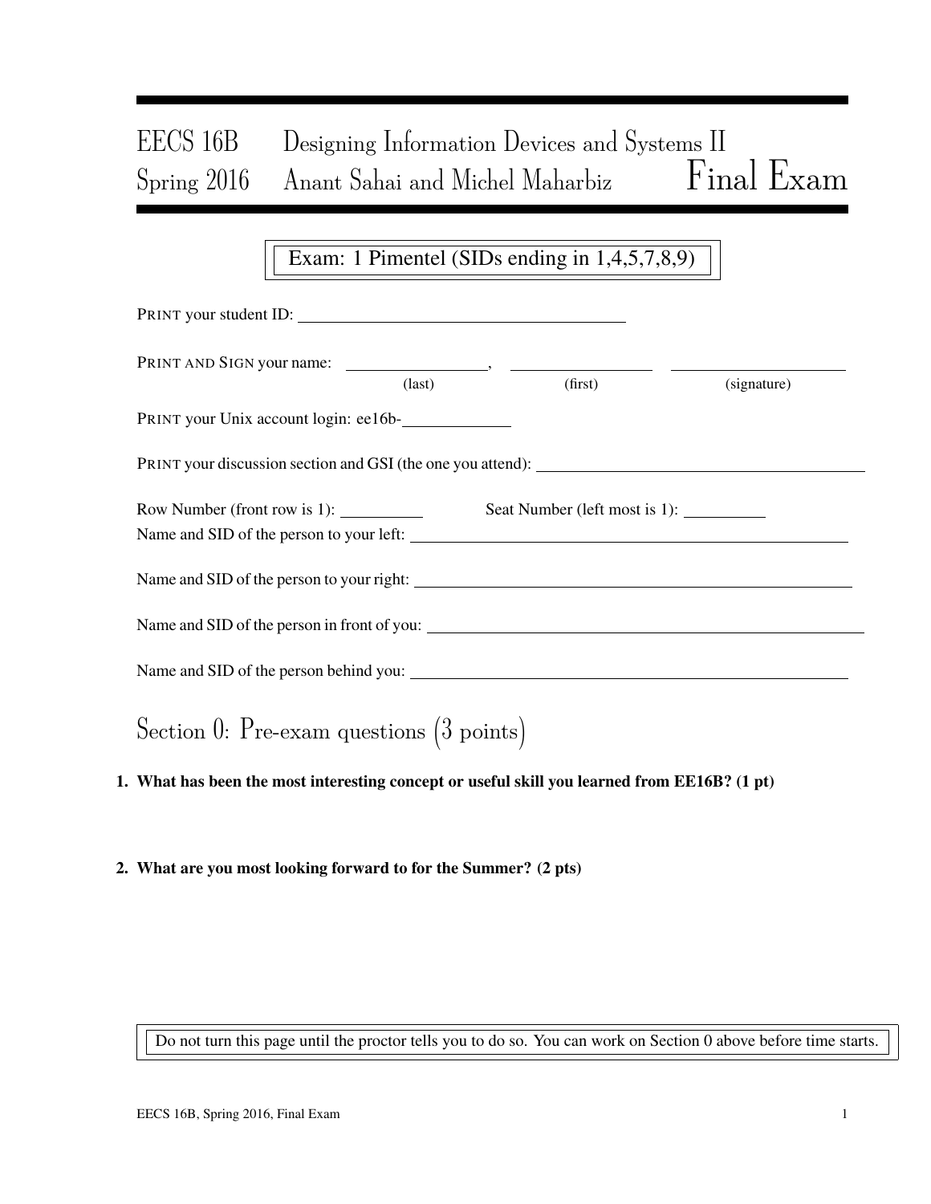# EECS 16B Designing Information Devices and Systems II
## Spring 2016 Anant Sahai and Michel Maharbiz — Final Exam

**Exam: 1 Pimentel (SIDs ending in 1,4,5,7,8,9)**

PRINT your student ID: ______________________________

PRINT AND SIGN your name: ______________, ______________ ______________
(last) (first) (signature)

PRINT your Unix account login: ee16b-__________

PRINT your discussion section and GSI (the one you attend): ______________________________

Row Number (front row is 1): ________ Seat Number (left most is 1): ________

Name and SID of the person to your left: ______________________________

Name and SID of the person to your right: ______________________________

Name and SID of the person in front of you: ______________________________

Name and SID of the person behind you: ______________________________

## Section 0: Pre-exam questions (3 points)

**1. What has been the most interesting concept or useful skill you learned from EE16B? (1 pt)**

**2. What are you most looking forward to for the Summer? (2 pts)**

Do not turn this page until the proctor tells you to do so. You can work on Section 0 above before time starts.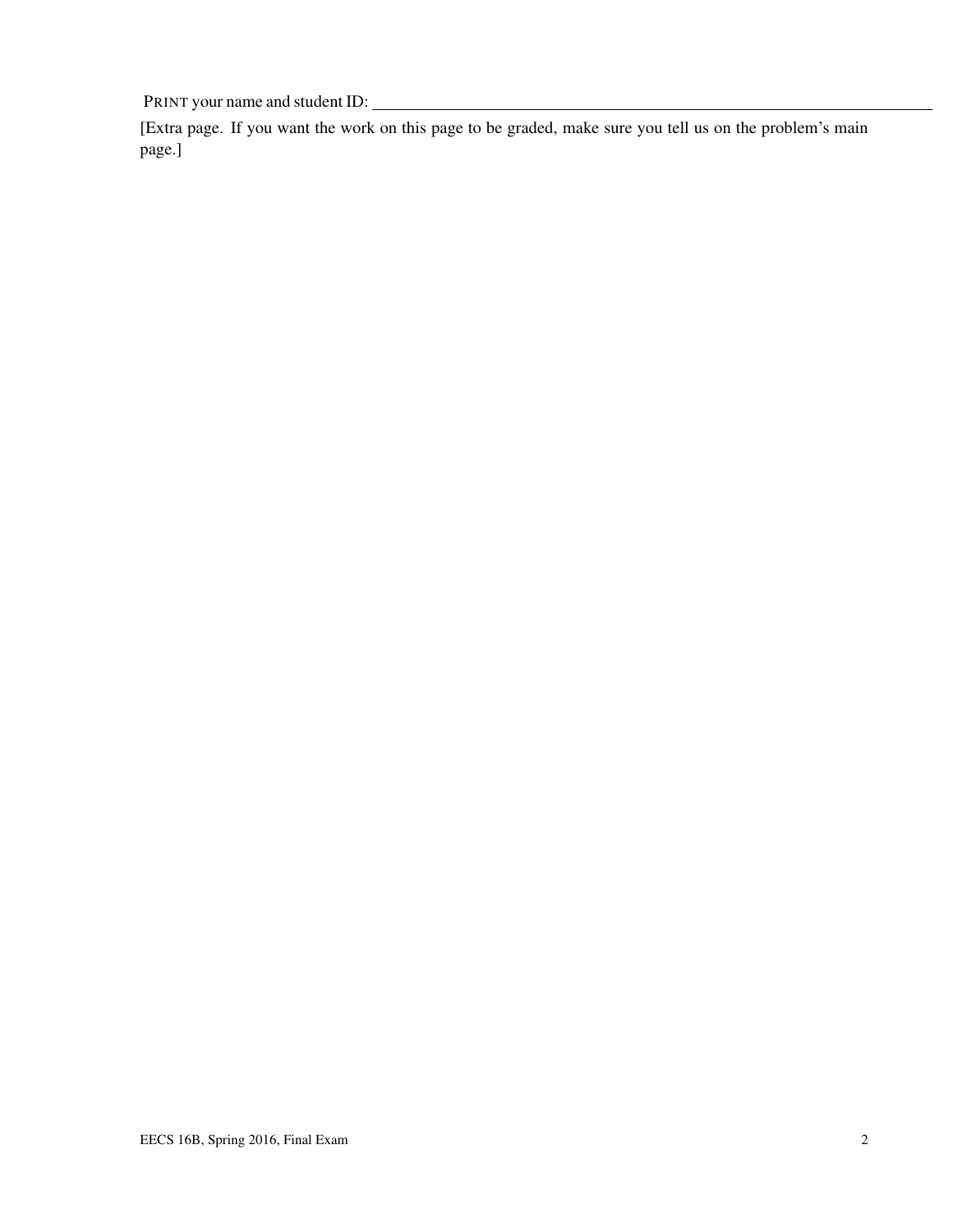PRINT your name and student ID: ________________________________________

[Extra page. If you want the work on this page to be graded, make sure you tell us on the problem's main page.]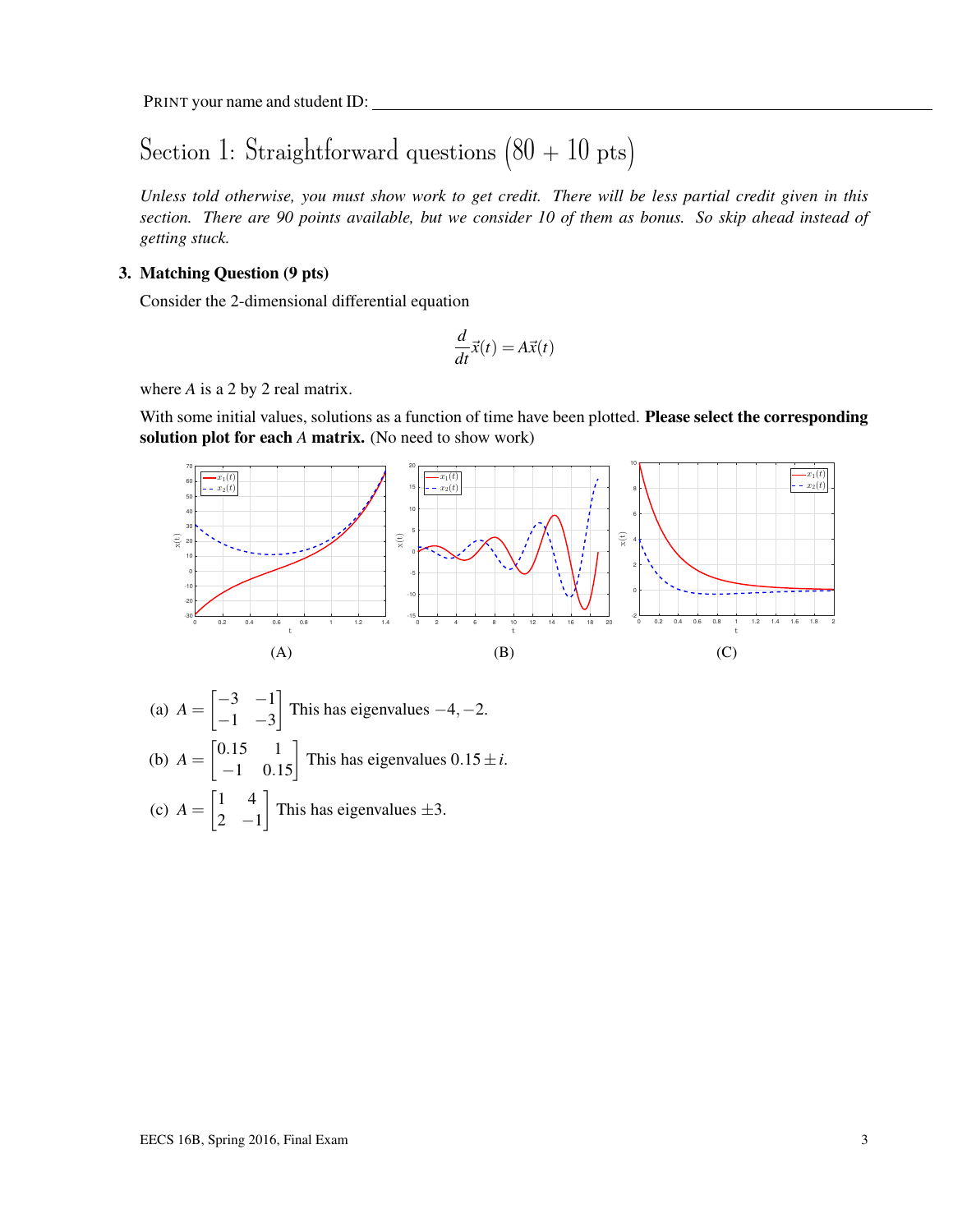PRINT your name and student ID: ______________________________

# Section 1: Straightforward questions (80 + 10 pts)

*Unless told otherwise, you must show work to get credit. There will be less partial credit given in this section. There are 90 points available, but we consider 10 of them as bonus. So skip ahead instead of getting stuck.*

## 3. Matching Question (9 pts)

Consider the 2-dimensional differential equation

$$\frac{d}{dt}\vec{x}(t) = A\vec{x}(t)$$

where $A$ is a 2 by 2 real matrix.

With some initial values, solutions as a function of time have been plotted. **Please select the corresponding solution plot for each $A$ matrix.** (No need to show work)

(A)

(B)

(C)

(a) $A = \begin{bmatrix} -3 & -1 \\ -1 & -3 \end{bmatrix}$ This has eigenvalues $-4, -2$.

(b) $A = \begin{bmatrix} 0.15 & 1 \\ -1 & 0.15 \end{bmatrix}$ This has eigenvalues $0.15 \pm i$.

(c) $A = \begin{bmatrix} 1 & 4 \\ 2 & -1 \end{bmatrix}$ This has eigenvalues $\pm 3$.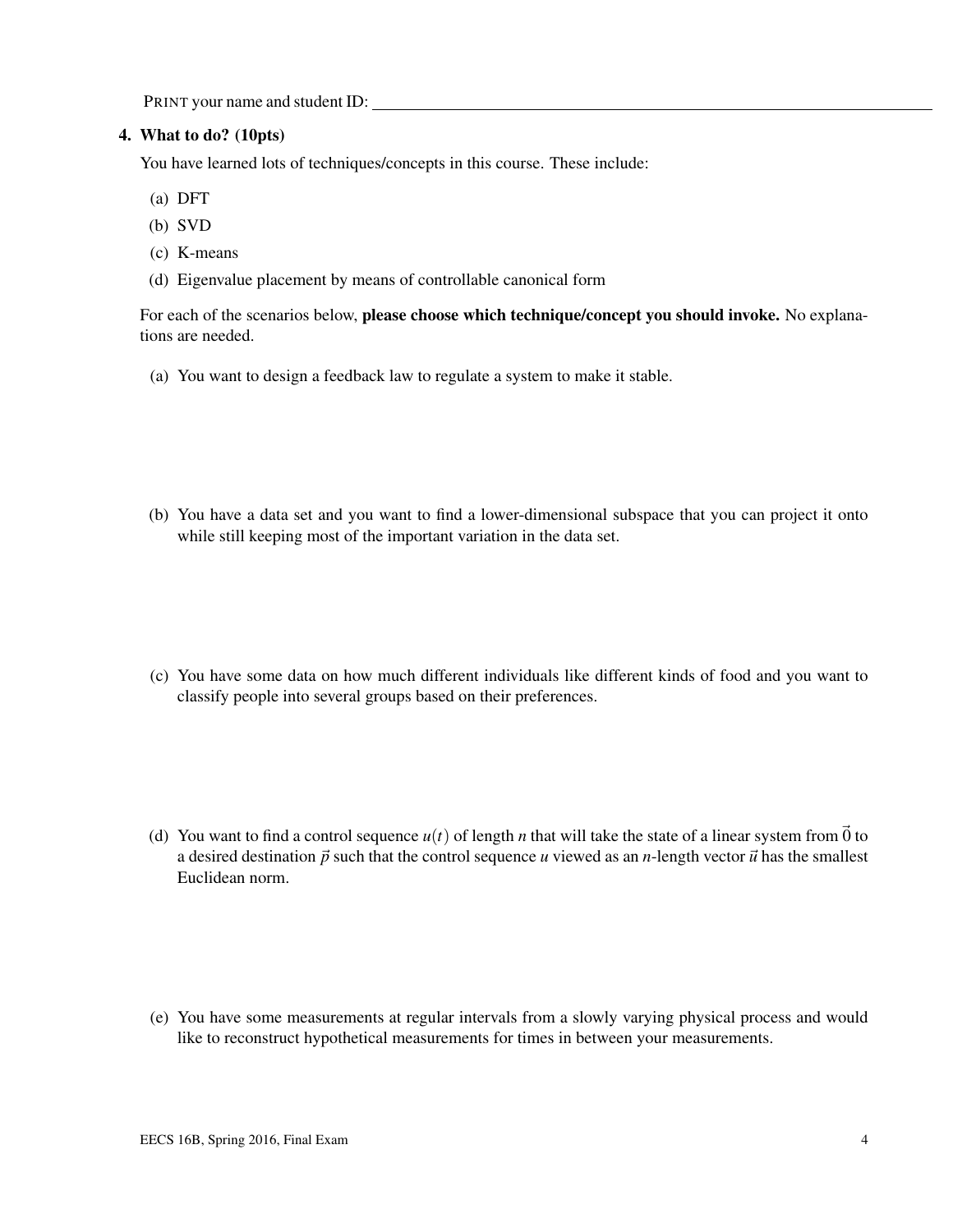PRINT your name and student ID: ______________________________

**4. What to do? (10pts)**

You have learned lots of techniques/concepts in this course. These include:

(a) DFT

(b) SVD

(c) K-means

(d) Eigenvalue placement by means of controllable canonical form

For each of the scenarios below, **please choose which technique/concept you should invoke.** No explanations are needed.

(a) You want to design a feedback law to regulate a system to make it stable.

(b) You have a data set and you want to find a lower-dimensional subspace that you can project it onto while still keeping most of the important variation in the data set.

(c) You have some data on how much different individuals like different kinds of food and you want to classify people into several groups based on their preferences.

(d) You want to find a control sequence $u(t)$ of length $n$ that will take the state of a linear system from $\vec{0}$ to a desired destination $\vec{p}$ such that the control sequence $u$ viewed as an $n$-length vector $\vec{u}$ has the smallest Euclidean norm.

(e) You have some measurements at regular intervals from a slowly varying physical process and would like to reconstruct hypothetical measurements for times in between your measurements.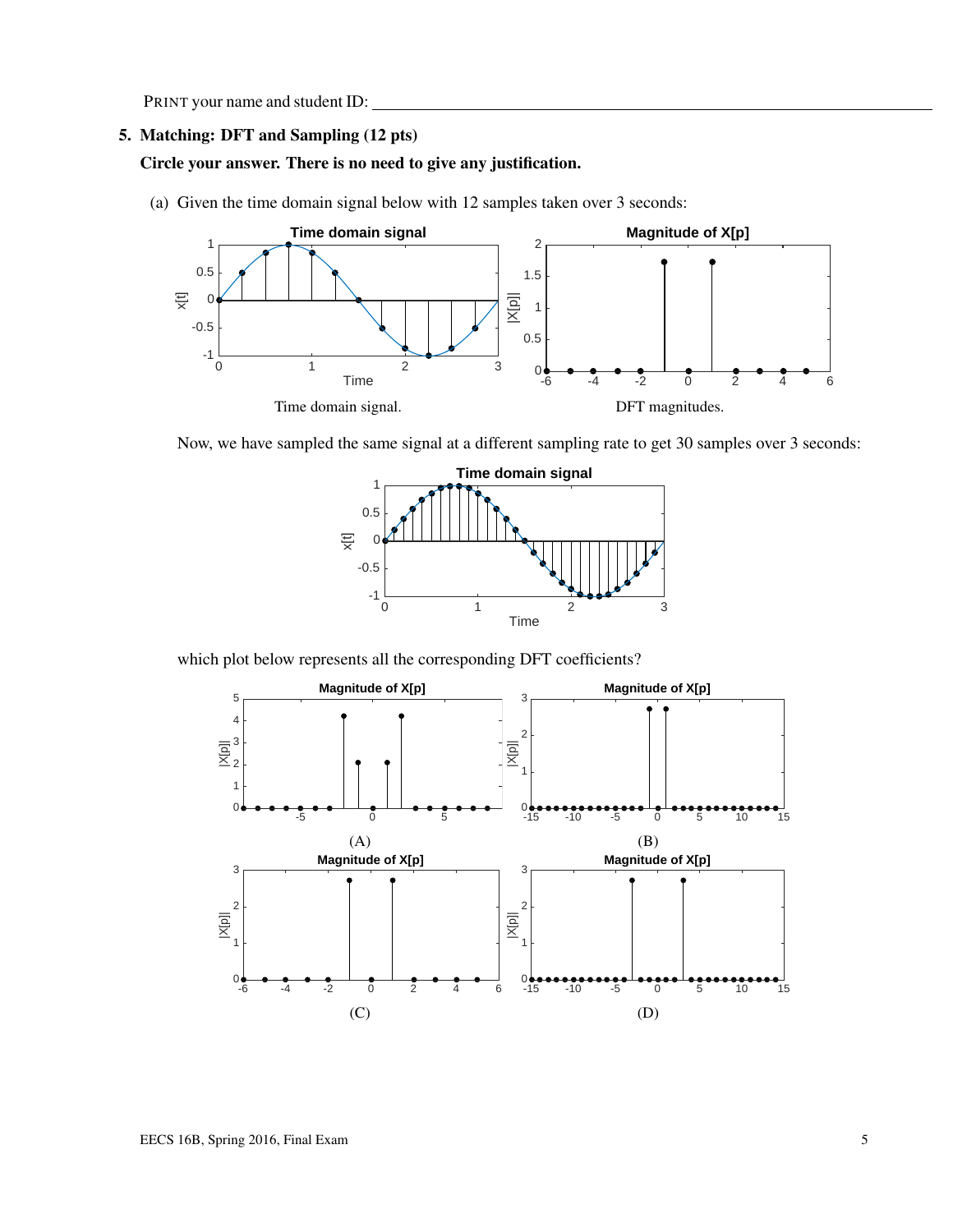PRINT your name and student ID: ________________________________

## 5. Matching: DFT and Sampling (12 pts)

**Circle your answer. There is no need to give any justification.**

(a) Given the time domain signal below with 12 samples taken over 3 seconds:

Time domain signal.

DFT magnitudes.

Now, we have sampled the same signal at a different sampling rate to get 30 samples over 3 seconds:

which plot below represents all the corresponding DFT coefficients?

(A)

(B)

(C)

(D)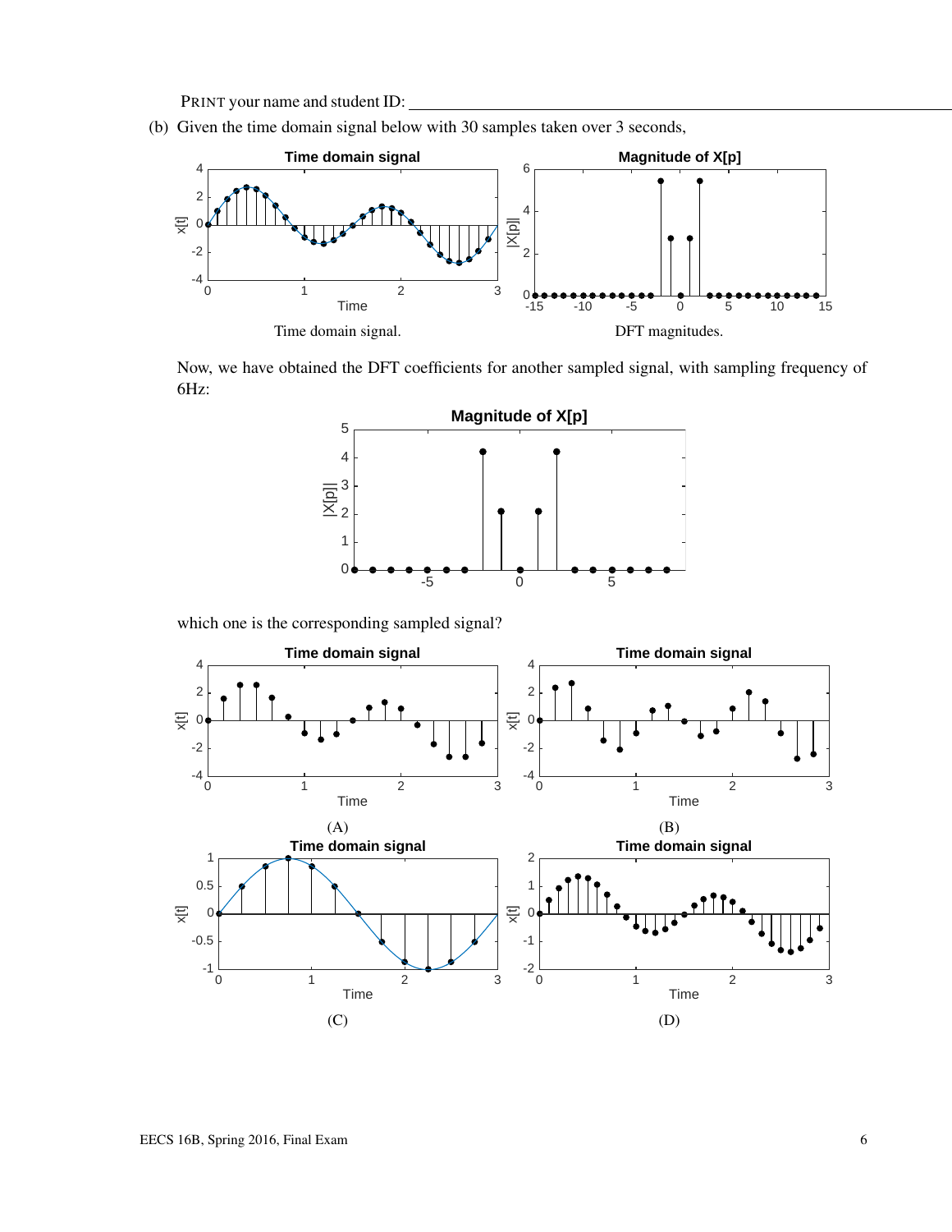PRINT your name and student ID: ______________________________

(b) Given the time domain signal below with 30 samples taken over 3 seconds,

Time domain signal.

DFT magnitudes.

Now, we have obtained the DFT coefficients for another sampled signal, with sampling frequency of 6Hz:

which one is the corresponding sampled signal?

(A)

(B)

(C)

(D)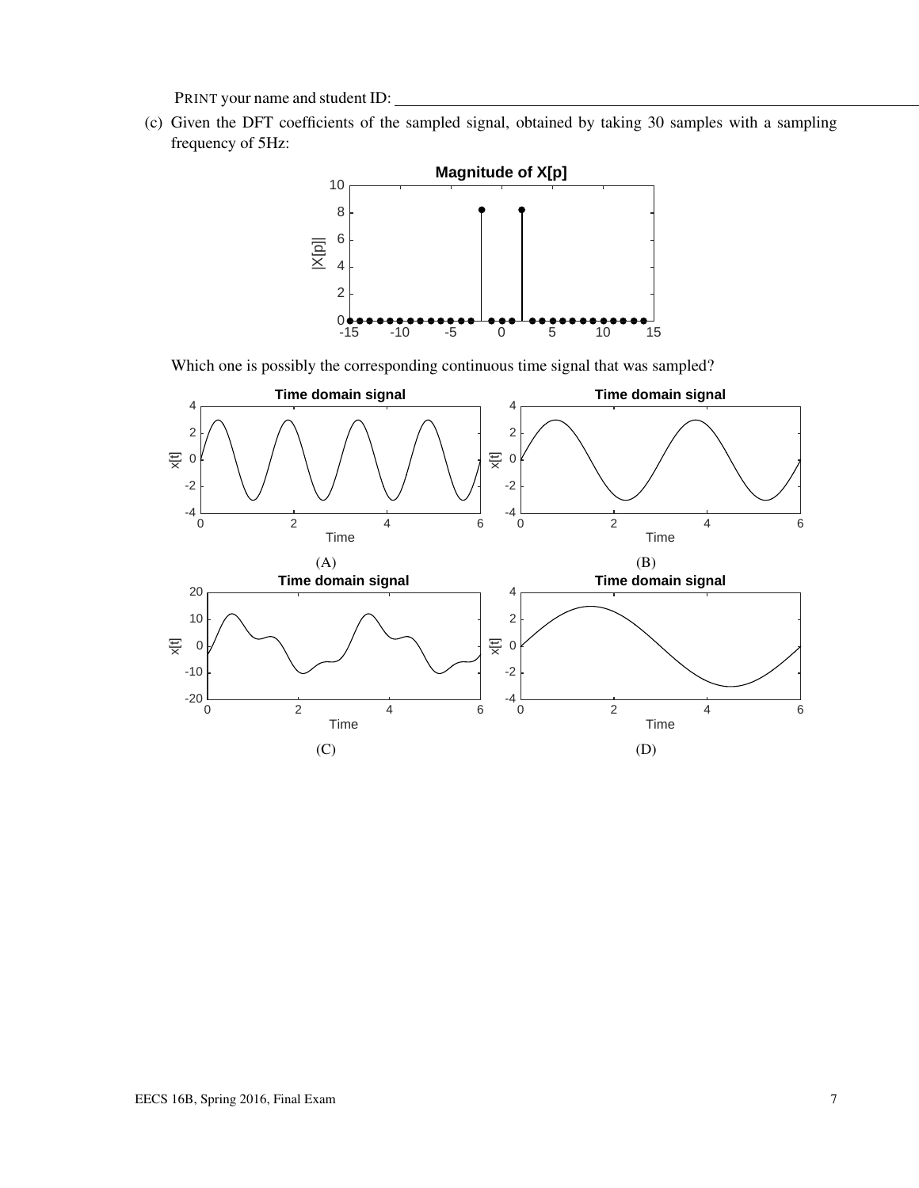PRINT your name and student ID: \_\_\_\_\_\_\_\_\_\_\_\_\_\_\_\_\_\_\_\_\_\_\_\_\_\_\_\_\_\_\_\_\_\_\_\_\_\_\_\_\_\_\_\_

(c) Given the DFT coefficients of the sampled signal, obtained by taking 30 samples with a sampling frequency of 5Hz:

Which one is possibly the corresponding continuous time signal that was sampled?

(A)

(B)

(C)

(D)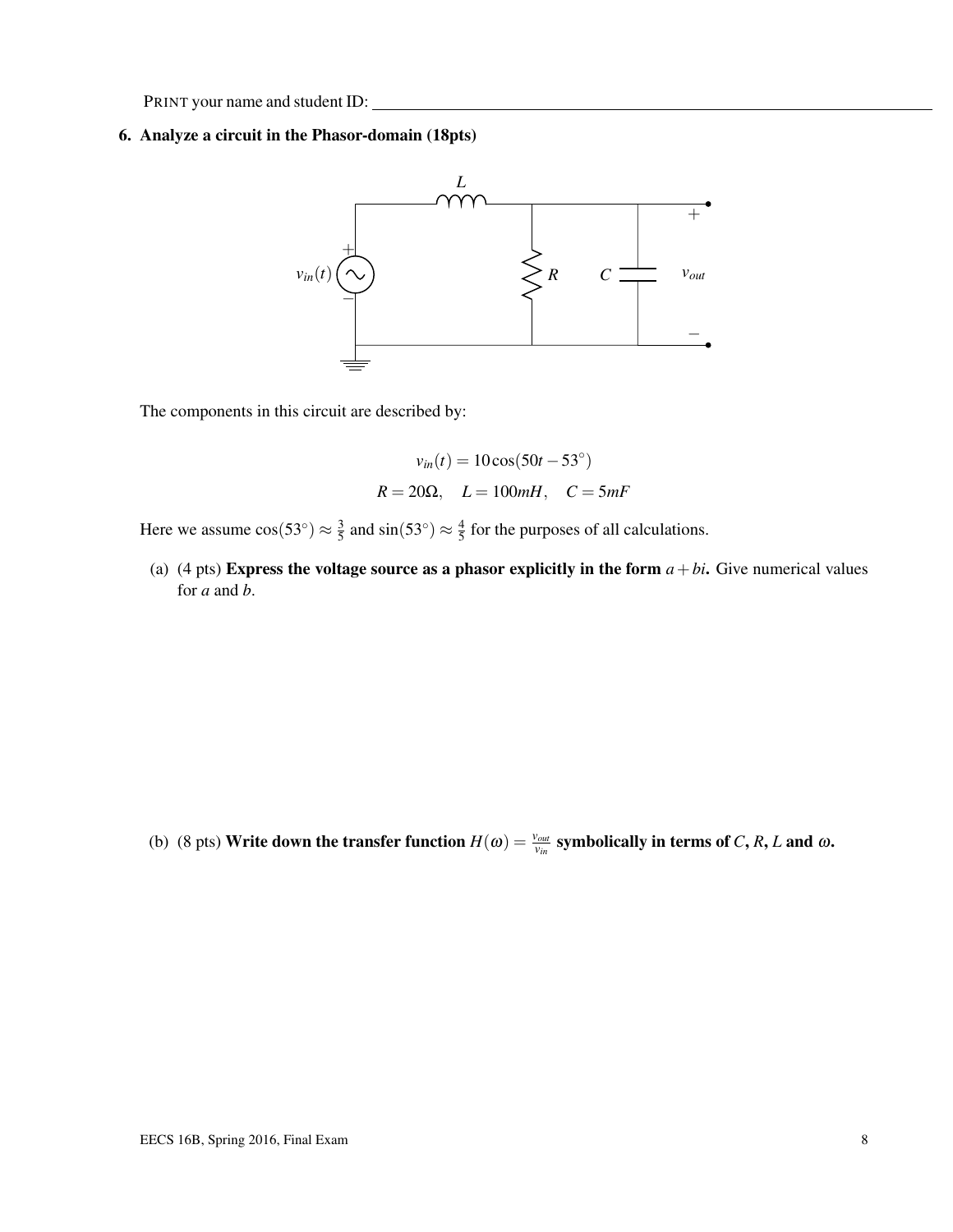PRINT your name and student ID:

**6. Analyze a circuit in the Phasor-domain (18pts)**

The components in this circuit are described by:

$$v_{in}(t) = 10\cos(50t - 53^\circ)$$

$$R = 20\Omega, \quad L = 100mH, \quad C = 5mF$$

Here we assume $\cos(53^\circ) \approx \frac{3}{5}$ and $\sin(53^\circ) \approx \frac{4}{5}$ for the purposes of all calculations.

(a) (4 pts) **Express the voltage source as a phasor explicitly in the form $a + bi$.** Give numerical values for $a$ and $b$.

(b) (8 pts) **Write down the transfer function $H(\omega) = \frac{v_{out}}{v_{in}}$ symbolically in terms of $C$, $R$, $L$ and $\omega$.**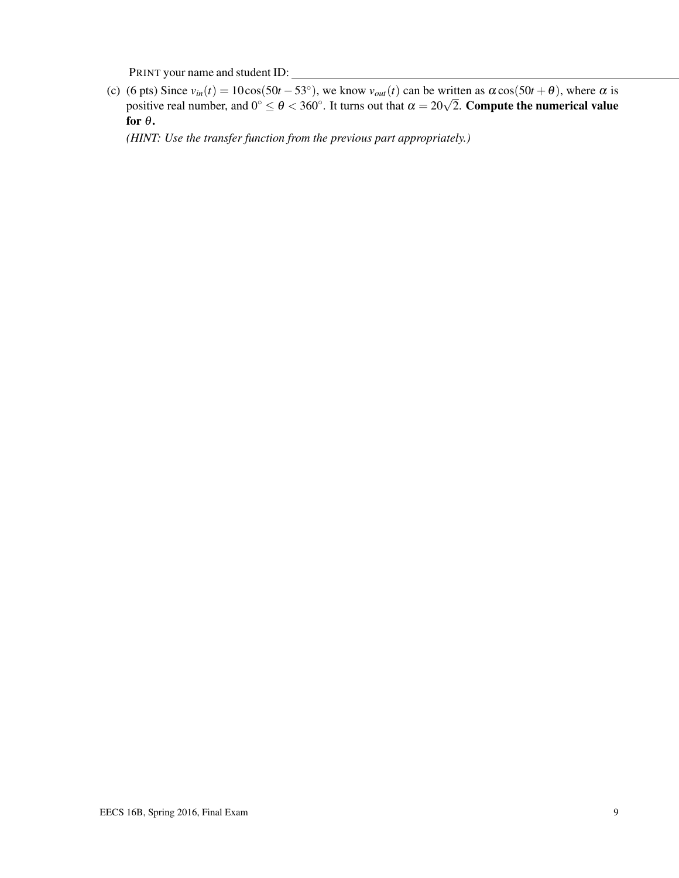PRINT your name and student ID: \_\_\_\_\_\_\_\_\_\_\_\_\_\_\_\_\_\_\_\_\_\_\_\_\_\_\_\_\_\_\_\_\_\_\_\_\_\_\_\_

(c) (6 pts) Since $v_{in}(t) = 10\cos(50t - 53^\circ)$, we know $v_{out}(t)$ can be written as $\alpha\cos(50t + \theta)$, where $\alpha$ is positive real number, and $0^\circ \leq \theta < 360^\circ$. It turns out that $\alpha = 20\sqrt{2}$. **Compute the numerical value for $\theta$.**

*(HINT: Use the transfer function from the previous part appropriately.)*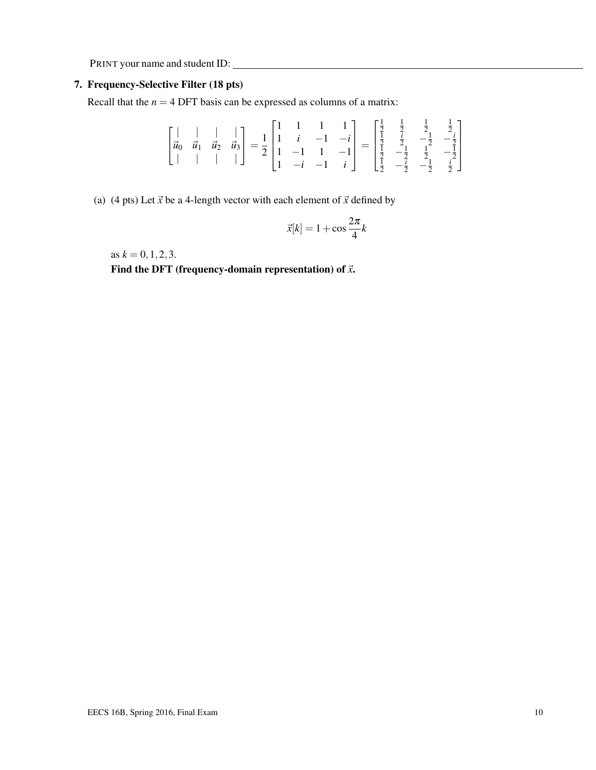PRINT your name and student ID: ________________________________

## 7. Frequency-Selective Filter (18 pts)

Recall that the $n = 4$ DFT basis can be expressed as columns of a matrix:

$$\begin{bmatrix} | & | & | & | \\ \vec{u}_0 & \vec{u}_1 & \vec{u}_2 & \vec{u}_3 \\ | & | & | & | \end{bmatrix} = \frac{1}{2}\begin{bmatrix} 1 & 1 & 1 & 1 \\ 1 & i & -1 & -i \\ 1 & -1 & 1 & -1 \\ 1 & -i & -1 & i \end{bmatrix} = \begin{bmatrix} \frac{1}{2} & \frac{1}{2} & \frac{1}{2} & \frac{1}{2} \\ \frac{1}{2} & \frac{i}{2} & -\frac{1}{2} & -\frac{i}{2} \\ \frac{1}{2} & -\frac{1}{2} & \frac{1}{2} & -\frac{1}{2} \\ \frac{1}{2} & -\frac{i}{2} & -\frac{1}{2} & \frac{i}{2} \end{bmatrix}$$

(a) (4 pts) Let $\vec{x}$ be a 4-length vector with each element of $\vec{x}$ defined by

$$\vec{x}[k] = 1 + \cos\frac{2\pi}{4}k$$

as $k = 0, 1, 2, 3$.

**Find the DFT (frequency-domain representation) of $\vec{x}$.**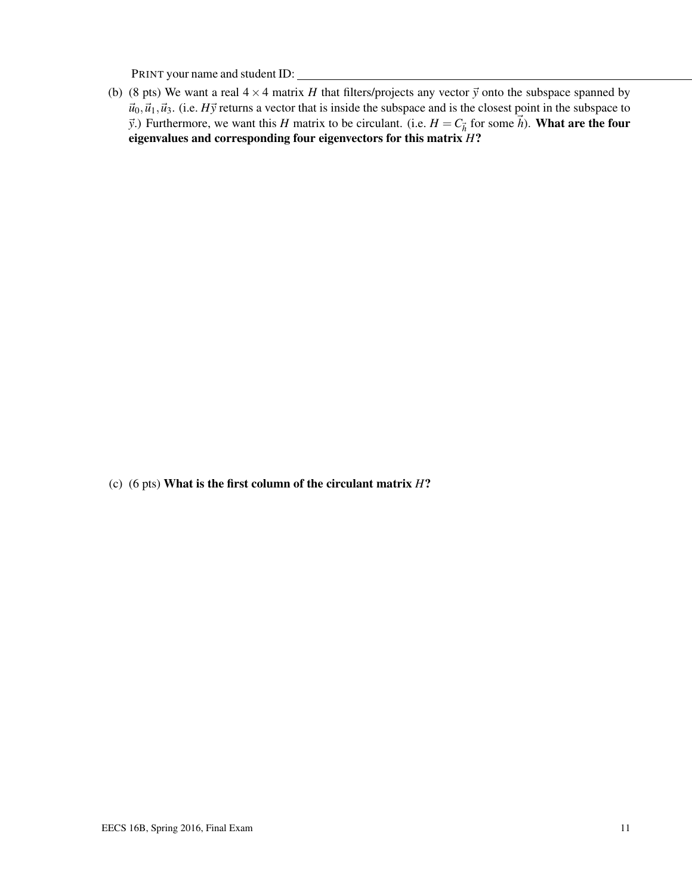PRINT your name and student ID: ________________________________

(b) (8 pts) We want a real $4 \times 4$ matrix $H$ that filters/projects any vector $\vec{y}$ onto the subspace spanned by $\vec{u}_0, \vec{u}_1, \vec{u}_3$. (i.e. $H\vec{y}$ returns a vector that is inside the subspace and is the closest point in the subspace to $\vec{y}$.) Furthermore, we want this $H$ matrix to be circulant. (i.e. $H = C_{\vec{h}}$ for some $\vec{h}$). **What are the four eigenvalues and corresponding four eigenvectors for this matrix $H$?**

(c) (6 pts) **What is the first column of the circulant matrix $H$?**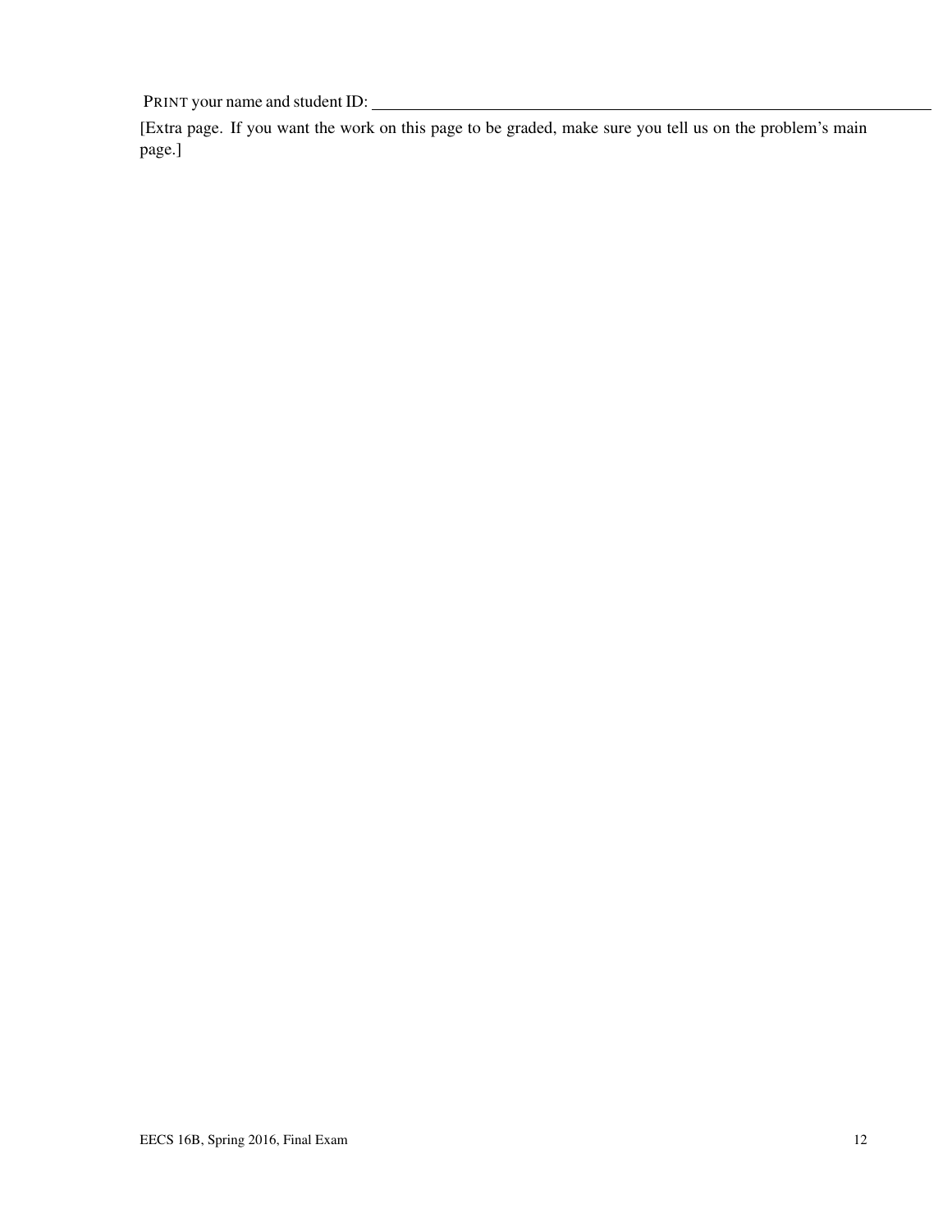PRINT your name and student ID: ____________________________________________

[Extra page. If you want the work on this page to be graded, make sure you tell us on the problem's main page.]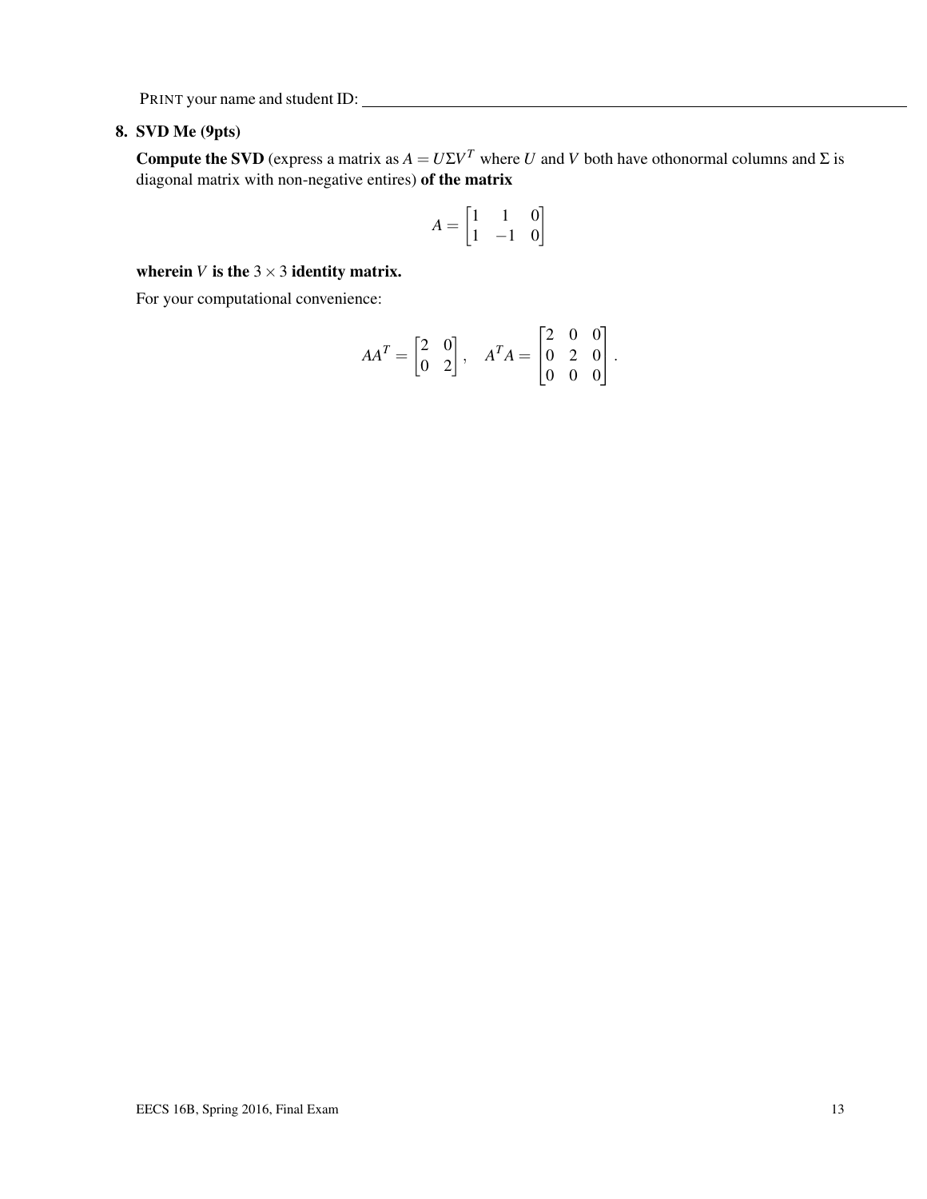PRINT your name and student ID: ____________________

## 8. SVD Me (9pts)

**Compute the SVD** (express a matrix as $A = U\Sigma V^T$ where $U$ and $V$ both have othonormal columns and $\Sigma$ is diagonal matrix with non-negative entires) **of the matrix**

$$A = \begin{bmatrix} 1 & 1 & 0 \\ 1 & -1 & 0 \end{bmatrix}$$

**wherein $V$ is the $3 \times 3$ identity matrix.**

For your computational convenience:

$$AA^T = \begin{bmatrix} 2 & 0 \\ 0 & 2 \end{bmatrix}, \quad A^T A = \begin{bmatrix} 2 & 0 & 0 \\ 0 & 2 & 0 \\ 0 & 0 & 0 \end{bmatrix}.$$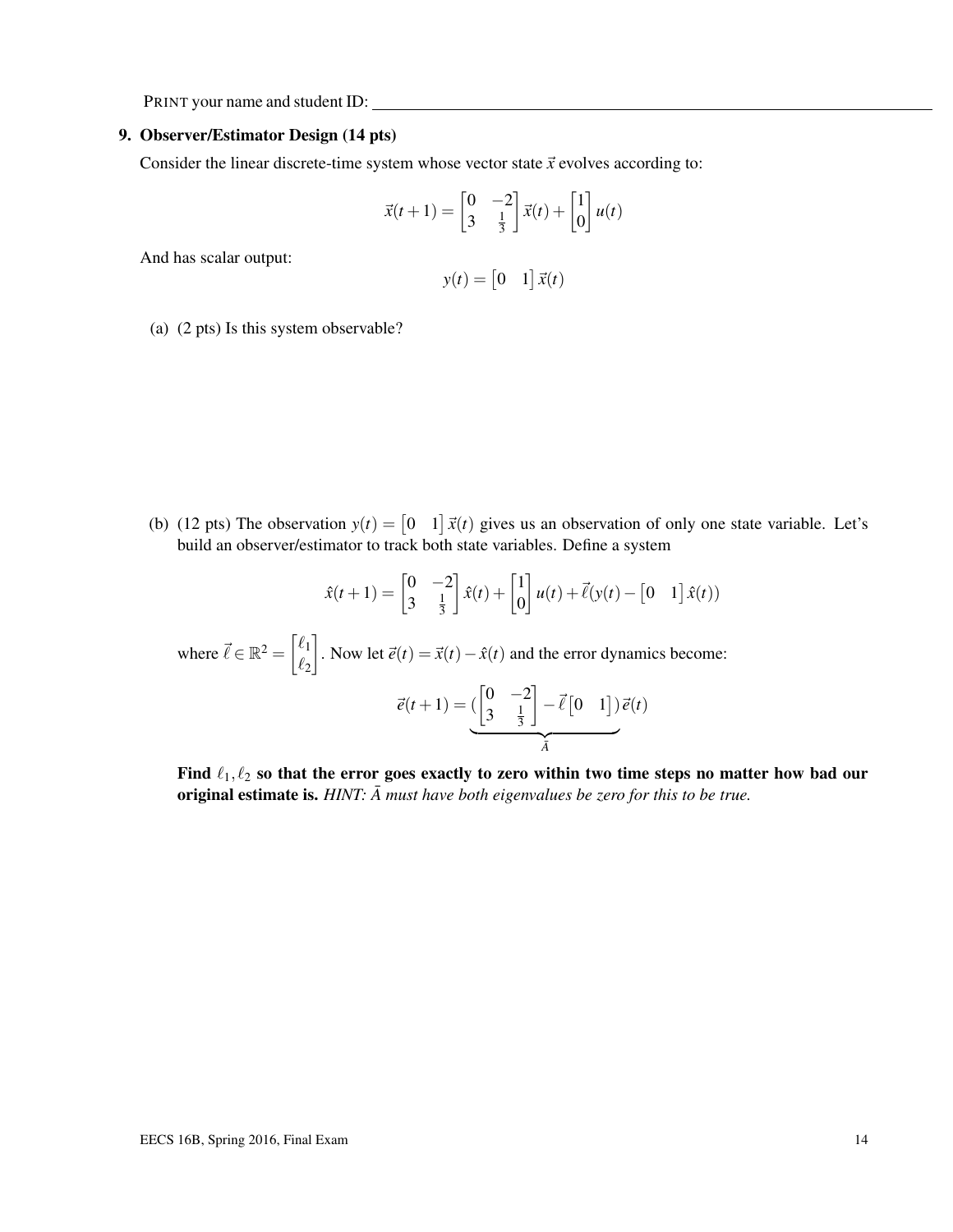PRINT your name and student ID: \_\_\_\_\_\_\_\_\_\_\_\_\_\_\_\_\_\_\_\_\_\_\_\_\_\_\_\_\_\_\_\_\_\_\_\_\_\_\_\_

## 9. Observer/Estimator Design (14 pts)

Consider the linear discrete-time system whose vector state $\vec{x}$ evolves according to:

$$\vec{x}(t+1) = \begin{bmatrix} 0 & -2 \\ 3 & \frac{1}{3} \end{bmatrix} \vec{x}(t) + \begin{bmatrix} 1 \\ 0 \end{bmatrix} u(t)$$

And has scalar output:

$$y(t) = \begin{bmatrix} 0 & 1 \end{bmatrix} \vec{x}(t)$$

(a) (2 pts) Is this system observable?

(b) (12 pts) The observation $y(t) = \begin{bmatrix} 0 & 1 \end{bmatrix} \vec{x}(t)$ gives us an observation of only one state variable. Let's build an observer/estimator to track both state variables. Define a system

$$\hat{x}(t+1) = \begin{bmatrix} 0 & -2 \\ 3 & \frac{1}{3} \end{bmatrix} \hat{x}(t) + \begin{bmatrix} 1 \\ 0 \end{bmatrix} u(t) + \vec{\ell}(y(t) - \begin{bmatrix} 0 & 1 \end{bmatrix} \hat{x}(t))$$

where $\vec{\ell} \in \mathbb{R}^2 = \begin{bmatrix} \ell_1 \\ \ell_2 \end{bmatrix}$. Now let $\vec{e}(t) = \vec{x}(t) - \hat{x}(t)$ and the error dynamics become:

$$\vec{e}(t+1) = \underbrace{(\begin{bmatrix} 0 & -2 \\ 3 & \frac{1}{3} \end{bmatrix} - \vec{\ell} \begin{bmatrix} 0 & 1 \end{bmatrix})}_{\bar{A}} \vec{e}(t)$$

**Find $\ell_1, \ell_2$ so that the error goes exactly to zero within two time steps no matter how bad our original estimate is.** *HINT: $\bar{A}$ must have both eigenvalues be zero for this to be true.*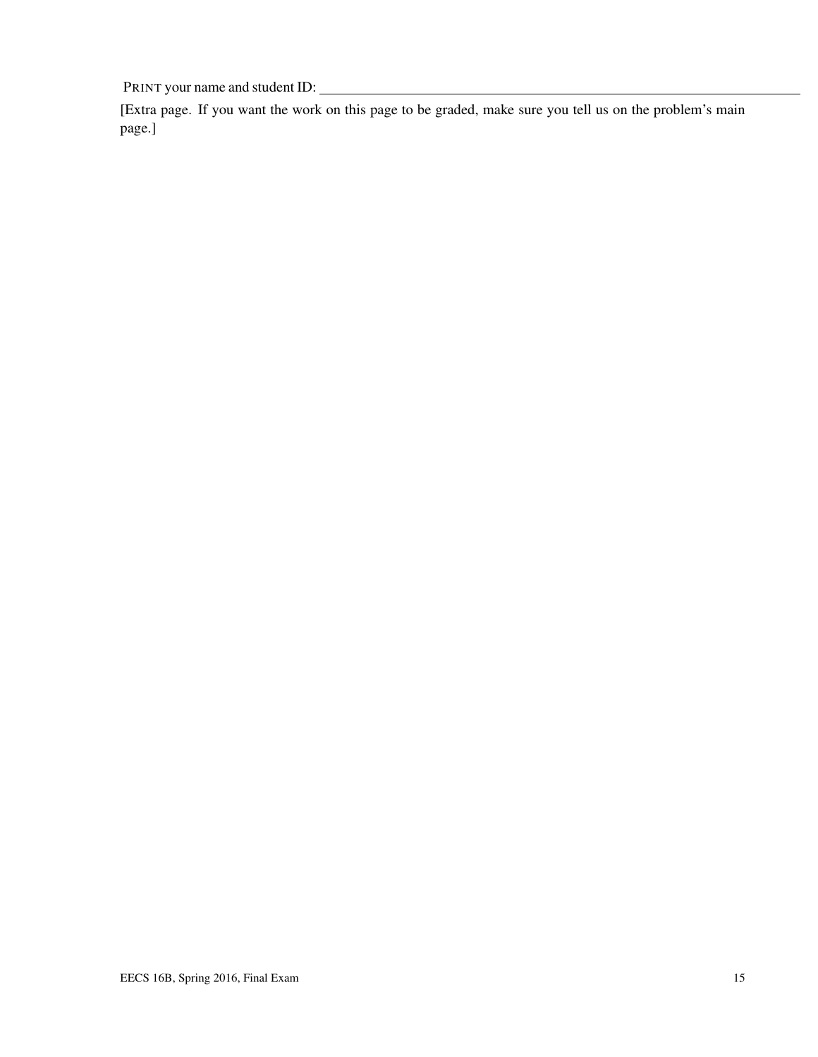PRINT your name and student ID: ________________________________________________

[Extra page. If you want the work on this page to be graded, make sure you tell us on the problem's main page.]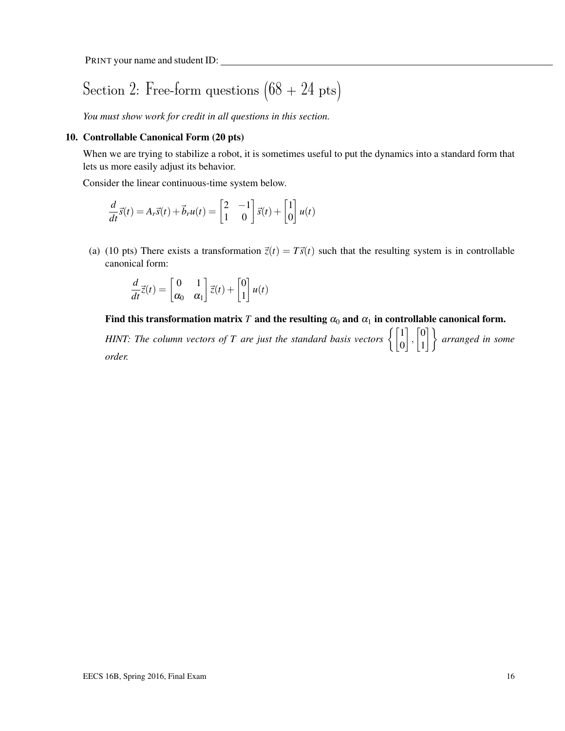PRINT your name and student ID: ____________________

# Section 2: Free-form questions (68 + 24 pts)

*You must show work for credit in all questions in this section.*

## 10. Controllable Canonical Form (20 pts)

When we are trying to stabilize a robot, it is sometimes useful to put the dynamics into a standard form that lets us more easily adjust its behavior.

Consider the linear continuous-time system below.

$$\frac{d}{dt}\vec{s}(t) = A_r\vec{s}(t) + \vec{b}_r u(t) = \begin{bmatrix} 2 & -1 \\ 1 & 0 \end{bmatrix} \vec{s}(t) + \begin{bmatrix} 1 \\ 0 \end{bmatrix} u(t)$$

(a) (10 pts) There exists a transformation $\vec{z}(t) = T\vec{s}(t)$ such that the resulting system is in controllable canonical form:

$$\frac{d}{dt}\vec{z}(t) = \begin{bmatrix} 0 & 1 \\ \alpha_0 & \alpha_1 \end{bmatrix} \vec{z}(t) + \begin{bmatrix} 0 \\ 1 \end{bmatrix} u(t)$$

**Find this transformation matrix $T$ and the resulting $\alpha_0$ and $\alpha_1$ in controllable canonical form.**

*HINT: The column vectors of $T$ are just the standard basis vectors $\left\{ \begin{bmatrix} 1 \\ 0 \end{bmatrix}, \begin{bmatrix} 0 \\ 1 \end{bmatrix} \right\}$ arranged in some order.*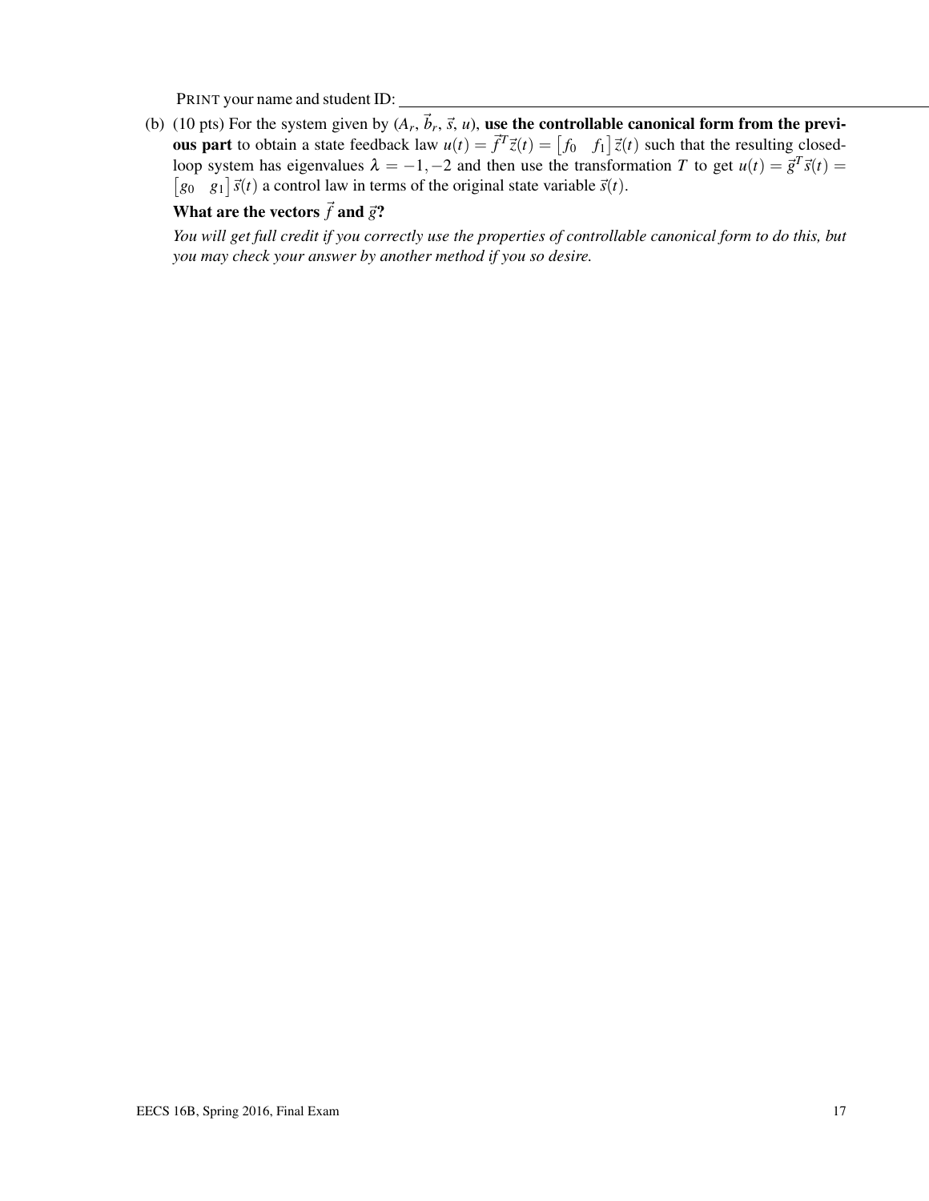PRINT your name and student ID: \_\_\_\_\_\_\_\_\_\_\_\_\_\_\_\_\_\_\_\_\_\_\_\_\_\_\_\_\_\_\_\_

(b) (10 pts) For the system given by ($A_r$, $\vec{b}_r$, $\vec{s}$, $u$), **use the controllable canonical form from the previous part** to obtain a state feedback law $u(t) = \vec{f}^T \vec{z}(t) = \begin{bmatrix} f_0 & f_1 \end{bmatrix} \vec{z}(t)$ such that the resulting closed-loop system has eigenvalues $\lambda = -1, -2$ and then use the transformation $T$ to get $u(t) = \vec{g}^T \vec{s}(t) = \begin{bmatrix} g_0 & g_1 \end{bmatrix} \vec{s}(t)$ a control law in terms of the original state variable $\vec{s}(t)$.

**What are the vectors $\vec{f}$ and $\vec{g}$?**

*You will get full credit if you correctly use the properties of controllable canonical form to do this, but you may check your answer by another method if you so desire.*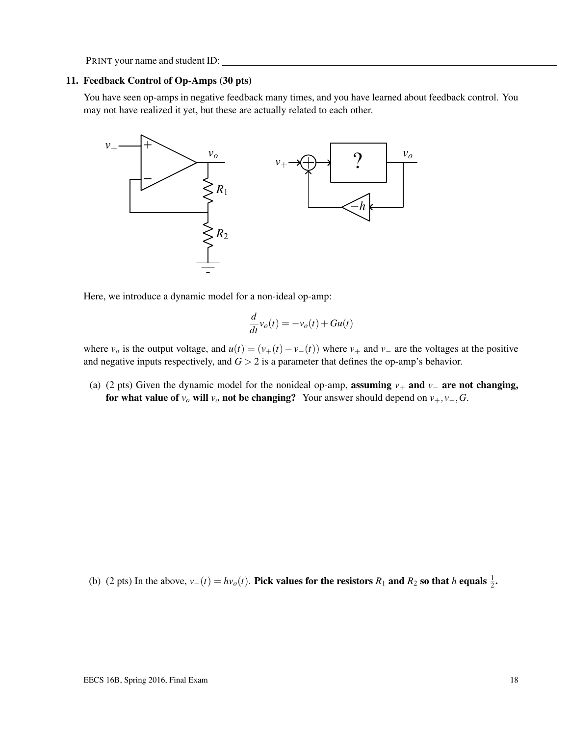**11. Feedback Control of Op-Amps (30 pts)**

You have seen op-amps in negative feedback many times, and you have learned about feedback control. You may not have realized it yet, but these are actually related to each other.

Here, we introduce a dynamic model for a non-ideal op-amp:

$$\frac{d}{dt}v_o(t) = -v_o(t) + Gu(t)$$

where $v_o$ is the output voltage, and $u(t) = (v_+(t) - v_-(t))$ where $v_+$ and $v_-$ are the voltages at the positive and negative inputs respectively, and $G > 2$ is a parameter that defines the op-amp's behavior.

(a) (2 pts) Given the dynamic model for the nonideal op-amp, **assuming $v_+$ and $v_-$ are not changing, for what value of $v_o$ will $v_o$ not be changing?** Your answer should depend on $v_+, v_-, G$.

(b) (2 pts) In the above, $v_-(t) = hv_o(t)$. **Pick values for the resistors $R_1$ and $R_2$ so that $h$ equals $\frac{1}{2}$.**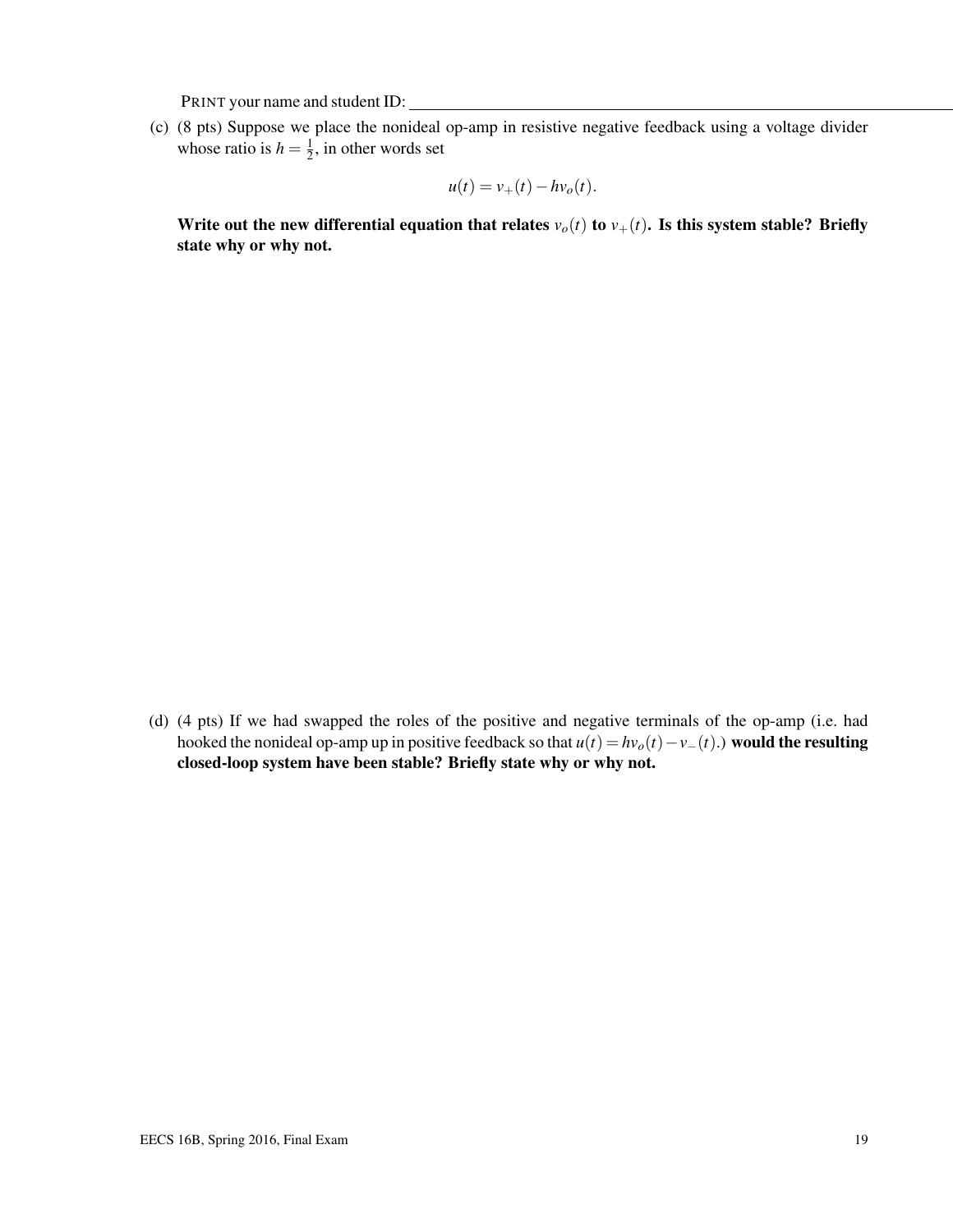PRINT your name and student ID:

(c) (8 pts) Suppose we place the nonideal op-amp in resistive negative feedback using a voltage divider whose ratio is $h = \frac{1}{2}$, in other words set

$$u(t) = v_+(t) - hv_o(t).$$

**Write out the new differential equation that relates $v_o(t)$ to $v_+(t)$. Is this system stable? Briefly state why or why not.**

(d) (4 pts) If we had swapped the roles of the positive and negative terminals of the op-amp (i.e. had hooked the nonideal op-amp up in positive feedback so that $u(t) = hv_o(t) - v_-(t)$.) **would the resulting closed-loop system have been stable? Briefly state why or why not.**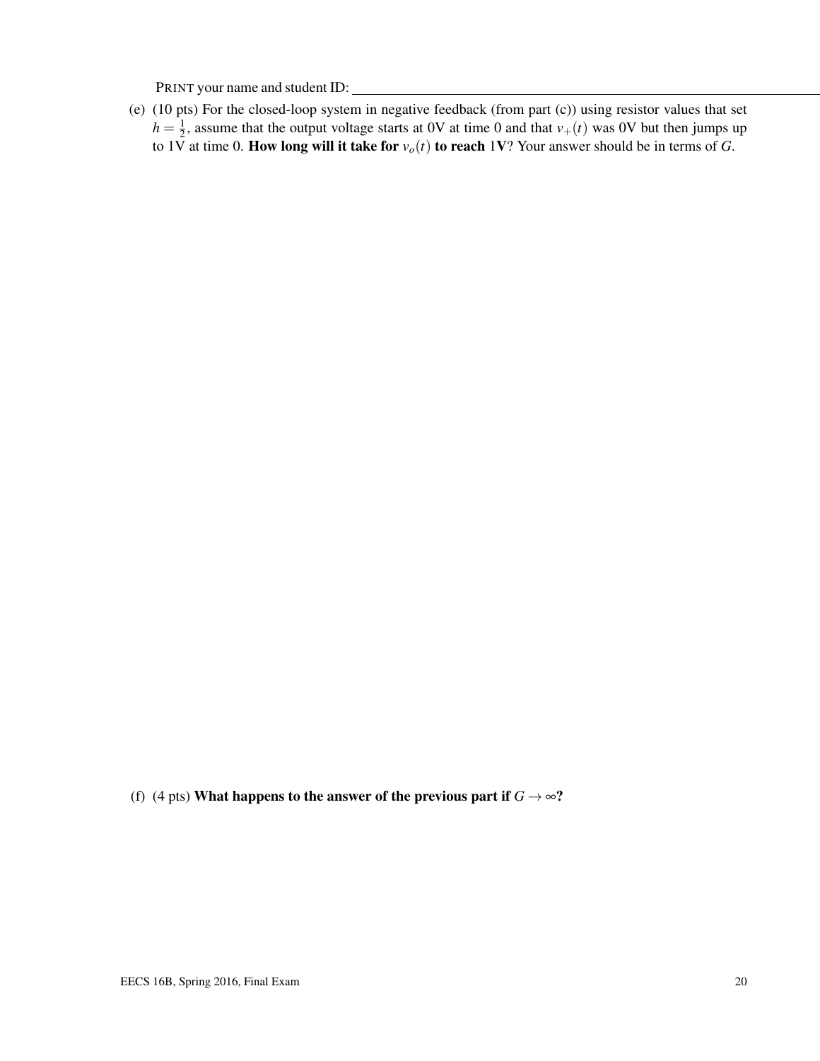PRINT your name and student ID:

(e) (10 pts) For the closed-loop system in negative feedback (from part (c)) using resistor values that set $h = \frac{1}{2}$, assume that the output voltage starts at 0V at time 0 and that $v_+(t)$ was 0V but then jumps up to 1V at time 0. **How long will it take for $v_o(t)$ to reach 1V?** Your answer should be in terms of $G$.

(f) (4 pts) **What happens to the answer of the previous part if $G \to \infty$?**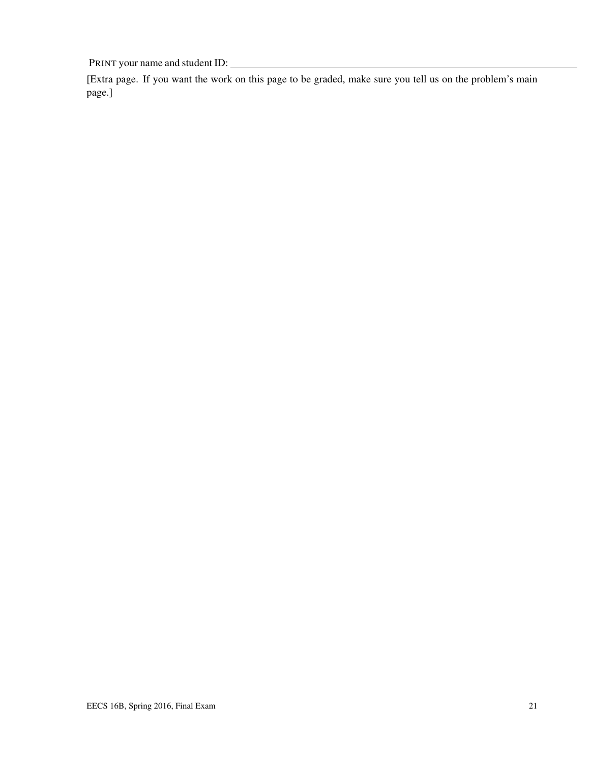PRINT your name and student ID: ____________________

[Extra page. If you want the work on this page to be graded, make sure you tell us on the problem's main page.]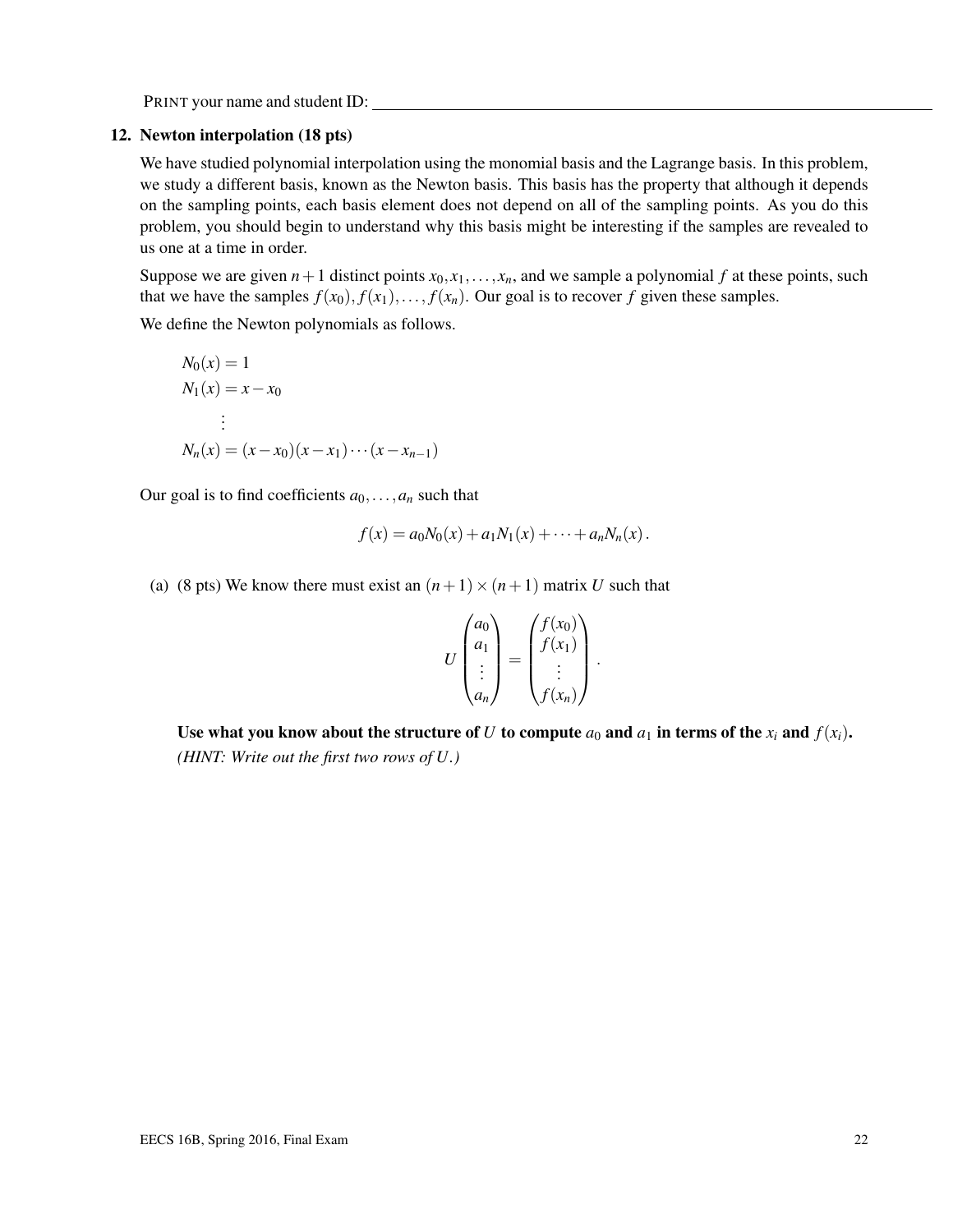PRINT your name and student ID: ____________________

**12. Newton interpolation (18 pts)**

We have studied polynomial interpolation using the monomial basis and the Lagrange basis. In this problem, we study a different basis, known as the Newton basis. This basis has the property that although it depends on the sampling points, each basis element does not depend on all of the sampling points. As you do this problem, you should begin to understand why this basis might be interesting if the samples are revealed to us one at a time in order.

Suppose we are given $n+1$ distinct points $x_0, x_1, \ldots, x_n$, and we sample a polynomial $f$ at these points, such that we have the samples $f(x_0), f(x_1), \ldots, f(x_n)$. Our goal is to recover $f$ given these samples.

We define the Newton polynomials as follows.

$$
\begin{aligned}
N_0(x) &= 1 \\
N_1(x) &= x - x_0 \\
&\vdots \\
N_n(x) &= (x-x_0)(x-x_1)\cdots(x-x_{n-1})
\end{aligned}
$$

Our goal is to find coefficients $a_0, \ldots, a_n$ such that

$$
f(x) = a_0 N_0(x) + a_1 N_1(x) + \cdots + a_n N_n(x).
$$

(a) (8 pts) We know there must exist an $(n+1) \times (n+1)$ matrix $U$ such that

$$
U \begin{pmatrix} a_0 \\ a_1 \\ \vdots \\ a_n \end{pmatrix} = \begin{pmatrix} f(x_0) \\ f(x_1) \\ \vdots \\ f(x_n) \end{pmatrix}.
$$

**Use what you know about the structure of $U$ to compute $a_0$ and $a_1$ in terms of the $x_i$ and $f(x_i)$.** *(HINT: Write out the first two rows of $U$.)*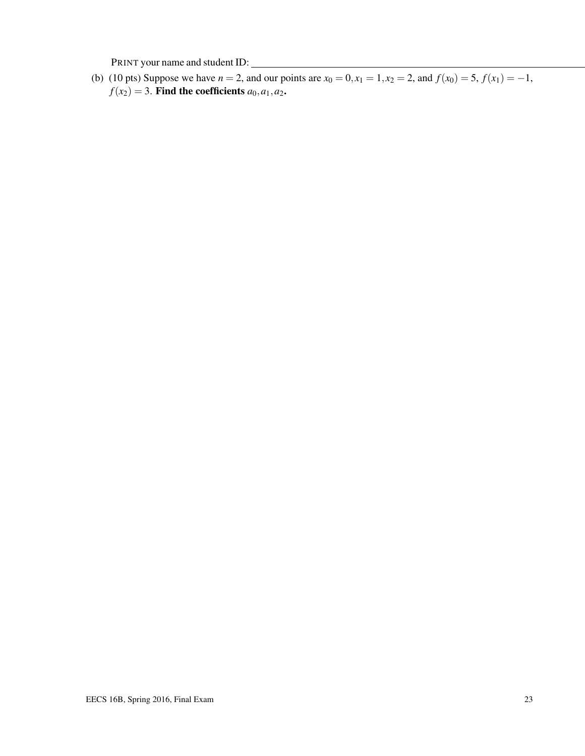PRINT your name and student ID: ______________________________

(b) (10 pts) Suppose we have $n = 2$, and our points are $x_0 = 0, x_1 = 1, x_2 = 2$, and $f(x_0) = 5$, $f(x_1) = -1$, $f(x_2) = 3$. **Find the coefficients** $a_0, a_1, a_2$**.**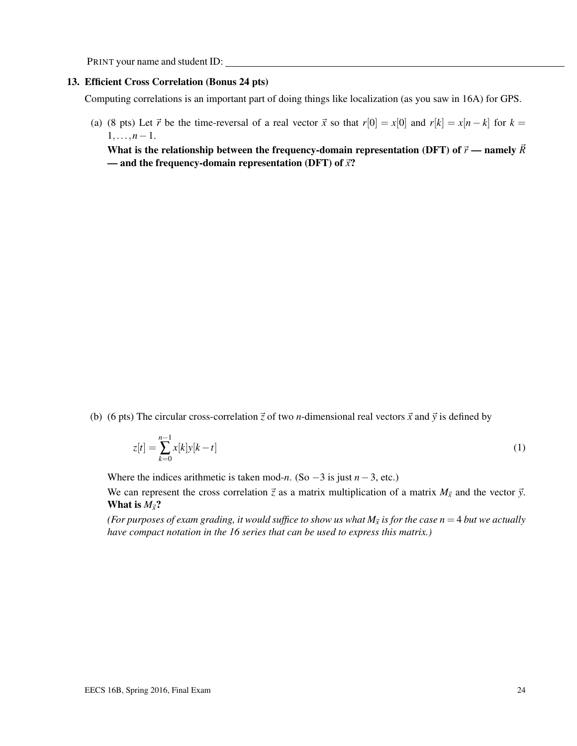PRINT your name and student ID:

## 13. Efficient Cross Correlation (Bonus 24 pts)

Computing correlations is an important part of doing things like localization (as you saw in 16A) for GPS.

(a) (8 pts) Let $\vec{r}$ be the time-reversal of a real vector $\vec{x}$ so that $r[0] = x[0]$ and $r[k] = x[n-k]$ for $k = 1, \ldots, n-1$.

**What is the relationship between the frequency-domain representation (DFT) of $\vec{r}$ — namely $\vec{R}$ — and the frequency-domain representation (DFT) of $\vec{x}$?**

(b) (6 pts) The circular cross-correlation $\vec{z}$ of two $n$-dimensional real vectors $\vec{x}$ and $\vec{y}$ is defined by

$$z[t] = \sum_{k=0}^{n-1} x[k]y[k-t] \tag{1}$$

Where the indices arithmetic is taken mod-$n$. (So $-3$ is just $n-3$, etc.)

We can represent the cross correlation $\vec{z}$ as a matrix multiplication of a matrix $M_{\vec{x}}$ and the vector $\vec{y}$. **What is $M_{\vec{x}}$?**

*(For purposes of exam grading, it would suffice to show us what $M_{\vec{x}}$ is for the case $n = 4$ but we actually have compact notation in the 16 series that can be used to express this matrix.)*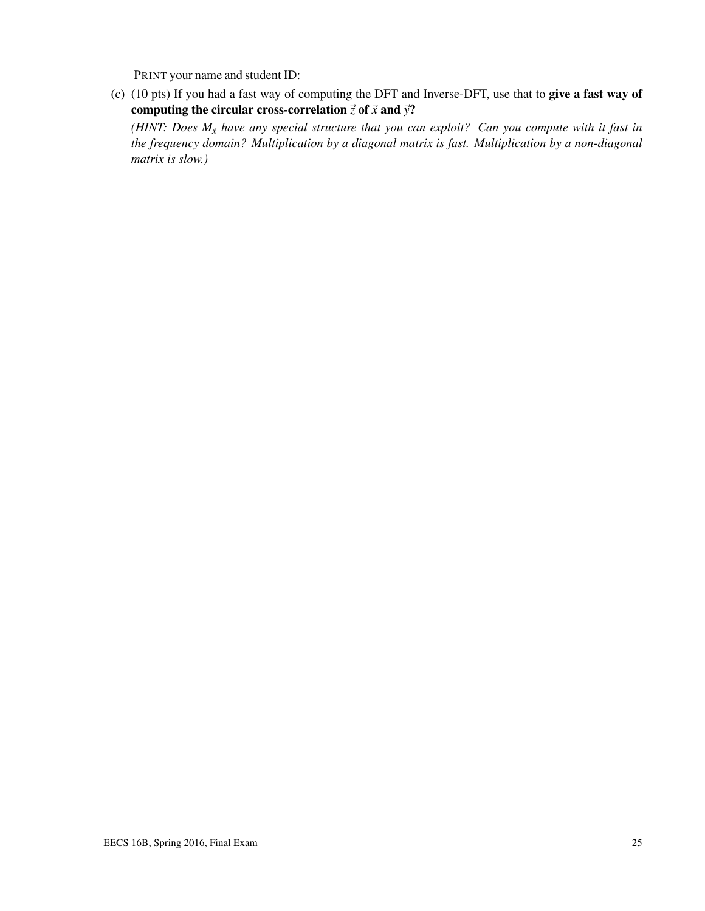PRINT your name and student ID: ______________________________

(c) (10 pts) If you had a fast way of computing the DFT and Inverse-DFT, use that to **give a fast way of computing the circular cross-correlation $\vec{z}$ of $\vec{x}$ and $\vec{y}$?**

*(HINT: Does $M_{\vec{x}}$ have any special structure that you can exploit? Can you compute with it fast in the frequency domain? Multiplication by a diagonal matrix is fast. Multiplication by a non-diagonal matrix is slow.)*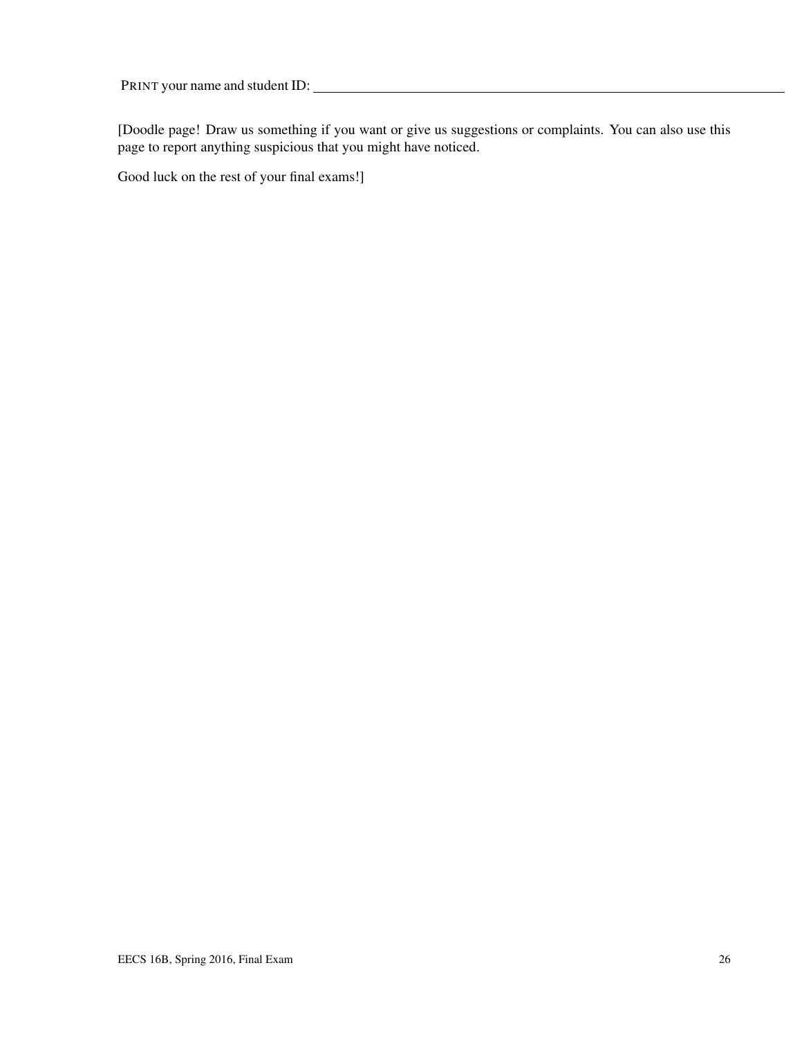PRINT your name and student ID: ____________________________________________

[Doodle page! Draw us something if you want or give us suggestions or complaints. You can also use this page to report anything suspicious that you might have noticed.

Good luck on the rest of your final exams!]